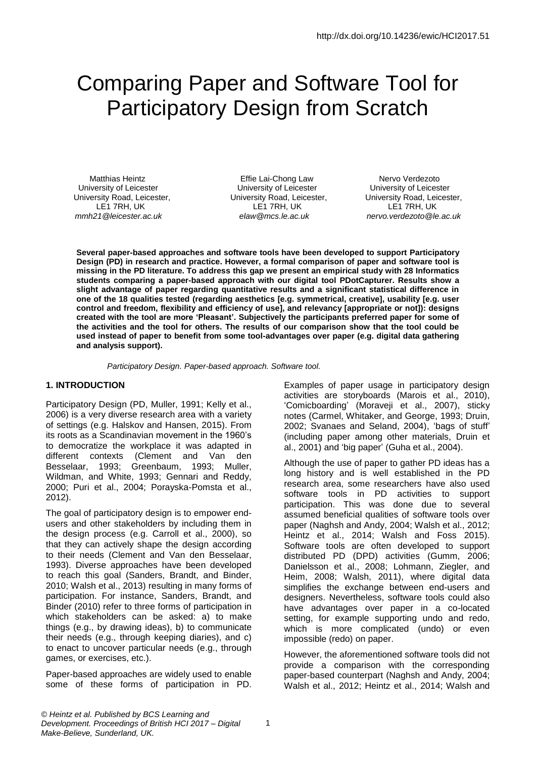http://dx.doi.org/10.14236/ewic/HCI2017.51

# Comparing Paper and Software Tool for Participatory Design from Scratch

Matthias Heintz
University of Leicester
University Road, Leicester, LE1 7RH, UK
*mmh21@leicester.ac.uk*

Effie Lai-Chong Law
University of Leicester
University Road, Leicester, LE1 7RH, UK
*elaw@mcs.le.ac.uk*

Nervo Verdezoto
University of Leicester
University Road, Leicester, LE1 7RH, UK
*nervo.verdezoto@le.ac.uk*

**Several paper-based approaches and software tools have been developed to support Participatory Design (PD) in research and practice. However, a formal comparison of paper and software tool is missing in the PD literature. To address this gap we present an empirical study with 28 Informatics students comparing a paper-based approach with our digital tool PDotCapturer. Results show a slight advantage of paper regarding quantitative results and a significant statistical difference in one of the 18 qualities tested (regarding aesthetics [e.g. symmetrical, creative], usability [e.g. user control and freedom, flexibility and efficiency of use], and relevancy [appropriate or not]): designs created with the tool are more 'Pleasant'. Subjectively the participants preferred paper for some of the activities and the tool for others. The results of our comparison show that the tool could be used instead of paper to benefit from some tool-advantages over paper (e.g. digital data gathering and analysis support).**

*Participatory Design. Paper-based approach. Software tool.*

## 1. INTRODUCTION

Participatory Design (PD, Muller, 1991; Kelly et al., 2006) is a very diverse research area with a variety of settings (e.g. Halskov and Hansen, 2015). From its roots as a Scandinavian movement in the 1960's to democratize the workplace it was adapted in different contexts (Clement and Van den Besselaar, 1993; Greenbaum, 1993; Muller, Wildman, and White, 1993; Gennari and Reddy, 2000; Puri et al., 2004; Porayska-Pomsta et al., 2012).

The goal of participatory design is to empower end-users and other stakeholders by including them in the design process (e.g. Carroll et al., 2000), so that they can actively shape the design according to their needs (Clement and Van den Besselaar, 1993). Diverse approaches have been developed to reach this goal (Sanders, Brandt, and Binder, 2010; Walsh et al., 2013) resulting in many forms of participation. For instance, Sanders, Brandt, and Binder (2010) refer to three forms of participation in which stakeholders can be asked: a) to make things (e.g., by drawing ideas), b) to communicate their needs (e.g., through keeping diaries), and c) to enact to uncover particular needs (e.g., through games, or exercises, etc.).

Paper-based approaches are widely used to enable some of these forms of participation in PD. Examples of paper usage in participatory design activities are storyboards (Marois et al., 2010), 'Comicboarding' (Moraveji et al., 2007), sticky notes (Carmel, Whitaker, and George, 1993; Druin, 2002; Svanaes and Seland, 2004), 'bags of stuff' (including paper among other materials, Druin et al., 2001) and 'big paper' (Guha et al., 2004).

Although the use of paper to gather PD ideas has a long history and is well established in the PD research area, some researchers have also used software tools in PD activities to support participation. This was done due to several assumed beneficial qualities of software tools over paper (Naghsh and Andy, 2004; Walsh et al., 2012; Heintz et al., 2014; Walsh and Foss 2015). Software tools are often developed to support distributed PD (DPD) activities (Gumm, 2006; Danielsson et al., 2008; Lohmann, Ziegler, and Heim, 2008; Walsh, 2011), where digital data simplifies the exchange between end-users and designers. Nevertheless, software tools could also have advantages over paper in a co-located setting, for example supporting undo and redo, which is more complicated (undo) or even impossible (redo) on paper.

However, the aforementioned software tools did not provide a comparison with the corresponding paper-based counterpart (Naghsh and Andy, 2004; Walsh et al., 2012; Heintz et al., 2014; Walsh and

*© Heintz et al. Published by BCS Learning and Development. Proceedings of British HCI 2017 – Digital Make-Believe, Sunderland, UK.*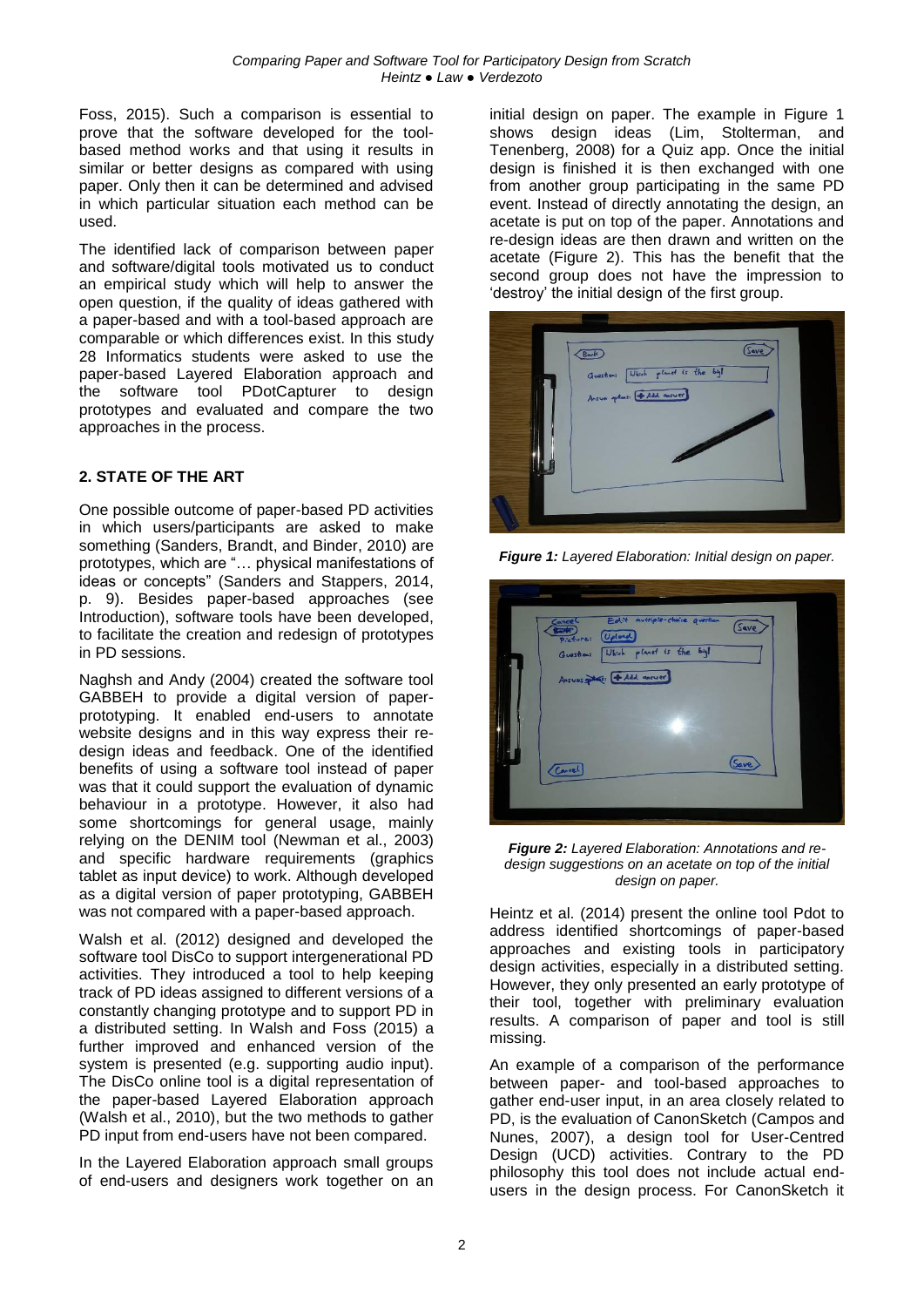Foss, 2015). Such a comparison is essential to prove that the software developed for the tool-based method works and that using it results in similar or better designs as compared with using paper. Only then it can be determined and advised in which particular situation each method can be used.

The identified lack of comparison between paper and software/digital tools motivated us to conduct an empirical study which will help to answer the open question, if the quality of ideas gathered with a paper-based and with a tool-based approach are comparable or which differences exist. In this study 28 Informatics students were asked to use the paper-based Layered Elaboration approach and the software tool PDotCapturer to design prototypes and evaluated and compare the two approaches in the process.

## 2. STATE OF THE ART

One possible outcome of paper-based PD activities in which users/participants are asked to make something (Sanders, Brandt, and Binder, 2010) are prototypes, which are "… physical manifestations of ideas or concepts" (Sanders and Stappers, 2014, p. 9). Besides paper-based approaches (see Introduction), software tools have been developed, to facilitate the creation and redesign of prototypes in PD sessions.

Naghsh and Andy (2004) created the software tool GABBEH to provide a digital version of paper-prototyping. It enabled end-users to annotate website designs and in this way express their re-design ideas and feedback. One of the identified benefits of using a software tool instead of paper was that it could support the evaluation of dynamic behaviour in a prototype. However, it also had some shortcomings for general usage, mainly relying on the DENIM tool (Newman et al., 2003) and specific hardware requirements (graphics tablet as input device) to work. Although developed as a digital version of paper prototyping, GABBEH was not compared with a paper-based approach.

Walsh et al. (2012) designed and developed the software tool DisCo to support intergenerational PD activities. They introduced a tool to help keeping track of PD ideas assigned to different versions of a constantly changing prototype and to support PD in a distributed setting. In Walsh and Foss (2015) a further improved and enhanced version of the system is presented (e.g. supporting audio input). The DisCo online tool is a digital representation of the paper-based Layered Elaboration approach (Walsh et al., 2010), but the two methods to gather PD input from end-users have not been compared.

In the Layered Elaboration approach small groups of end-users and designers work together on an initial design on paper. The example in Figure 1 shows design ideas (Lim, Stolterman, and Tenenberg, 2008) for a Quiz app. Once the initial design is finished it is then exchanged with one from another group participating in the same PD event. Instead of directly annotating the design, an acetate is put on top of the paper. Annotations and re-design ideas are then drawn and written on the acetate (Figure 2). This has the benefit that the second group does not have the impression to 'destroy' the initial design of the first group.

*Figure 1: Layered Elaboration: Initial design on paper.*

*Figure 2: Layered Elaboration: Annotations and re-design suggestions on an acetate on top of the initial design on paper.*

Heintz et al. (2014) present the online tool Pdot to address identified shortcomings of paper-based approaches and existing tools in participatory design activities, especially in a distributed setting. However, they only presented an early prototype of their tool, together with preliminary evaluation results. A comparison of paper and tool is still missing.

An example of a comparison of the performance between paper- and tool-based approaches to gather end-user input, in an area closely related to PD, is the evaluation of CanonSketch (Campos and Nunes, 2007), a design tool for User-Centred Design (UCD) activities. Contrary to the PD philosophy this tool does not include actual end-users in the design process. For CanonSketch it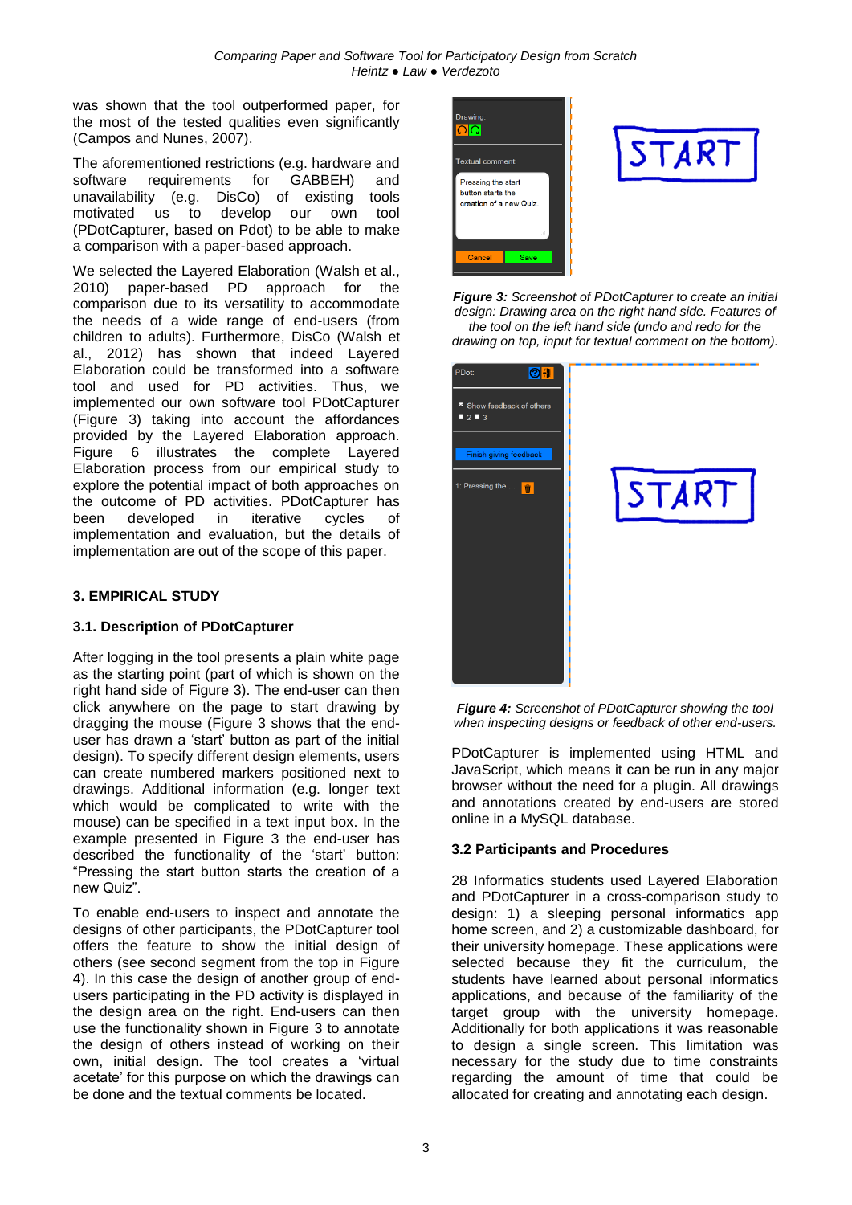was shown that the tool outperformed paper, for the most of the tested qualities even significantly (Campos and Nunes, 2007).

The aforementioned restrictions (e.g. hardware and software requirements for GABBEH) and unavailability (e.g. DisCo) of existing tools motivated us to develop our own tool (PDotCapturer, based on Pdot) to be able to make a comparison with a paper-based approach.

We selected the Layered Elaboration (Walsh et al., 2010) paper-based PD approach for the comparison due to its versatility to accommodate the needs of a wide range of end-users (from children to adults). Furthermore, DisCo (Walsh et al., 2012) has shown that indeed Layered Elaboration could be transformed into a software tool and used for PD activities. Thus, we implemented our own software tool PDotCapturer (Figure 3) taking into account the affordances provided by the Layered Elaboration approach. Figure 6 illustrates the complete Layered Elaboration process from our empirical study to explore the potential impact of both approaches on the outcome of PD activities. PDotCapturer has been developed in iterative cycles of implementation and evaluation, but the details of implementation are out of the scope of this paper.

## 3. EMPIRICAL STUDY

### 3.1. Description of PDotCapturer

After logging in the tool presents a plain white page as the starting point (part of which is shown on the right hand side of Figure 3). The end-user can then click anywhere on the page to start drawing by dragging the mouse (Figure 3 shows that the end-user has drawn a 'start' button as part of the initial design). To specify different design elements, users can create numbered markers positioned next to drawings. Additional information (e.g. longer text which would be complicated to write with the mouse) can be specified in a text input box. In the example presented in Figure 3 the end-user has described the functionality of the 'start' button: "Pressing the start button starts the creation of a new Quiz".

To enable end-users to inspect and annotate the designs of other participants, the PDotCapturer tool offers the feature to show the initial design of others (see second segment from the top in Figure 4). In this case the design of another group of end-users participating in the PD activity is displayed in the design area on the right. End-users can then use the functionality shown in Figure 3 to annotate the design of others instead of working on their own, initial design. The tool creates a 'virtual acetate' for this purpose on which the drawings can be done and the textual comments be located.

***Figure 3:*** *Screenshot of PDotCapturer to create an initial design: Drawing area on the right hand side. Features of the tool on the left hand side (undo and redo for the drawing on top, input for textual comment on the bottom).*

***Figure 4:*** *Screenshot of PDotCapturer showing the tool when inspecting designs or feedback of other end-users.*

PDotCapturer is implemented using HTML and JavaScript, which means it can be run in any major browser without the need for a plugin. All drawings and annotations created by end-users are stored online in a MySQL database.

### 3.2 Participants and Procedures

28 Informatics students used Layered Elaboration and PDotCapturer in a cross-comparison study to design: 1) a sleeping personal informatics app home screen, and 2) a customizable dashboard, for their university homepage. These applications were selected because they fit the curriculum, the students have learned about personal informatics applications, and because of the familiarity of the target group with the university homepage. Additionally for both applications it was reasonable to design a single screen. This limitation was necessary for the study due to time constraints regarding the amount of time that could be allocated for creating and annotating each design.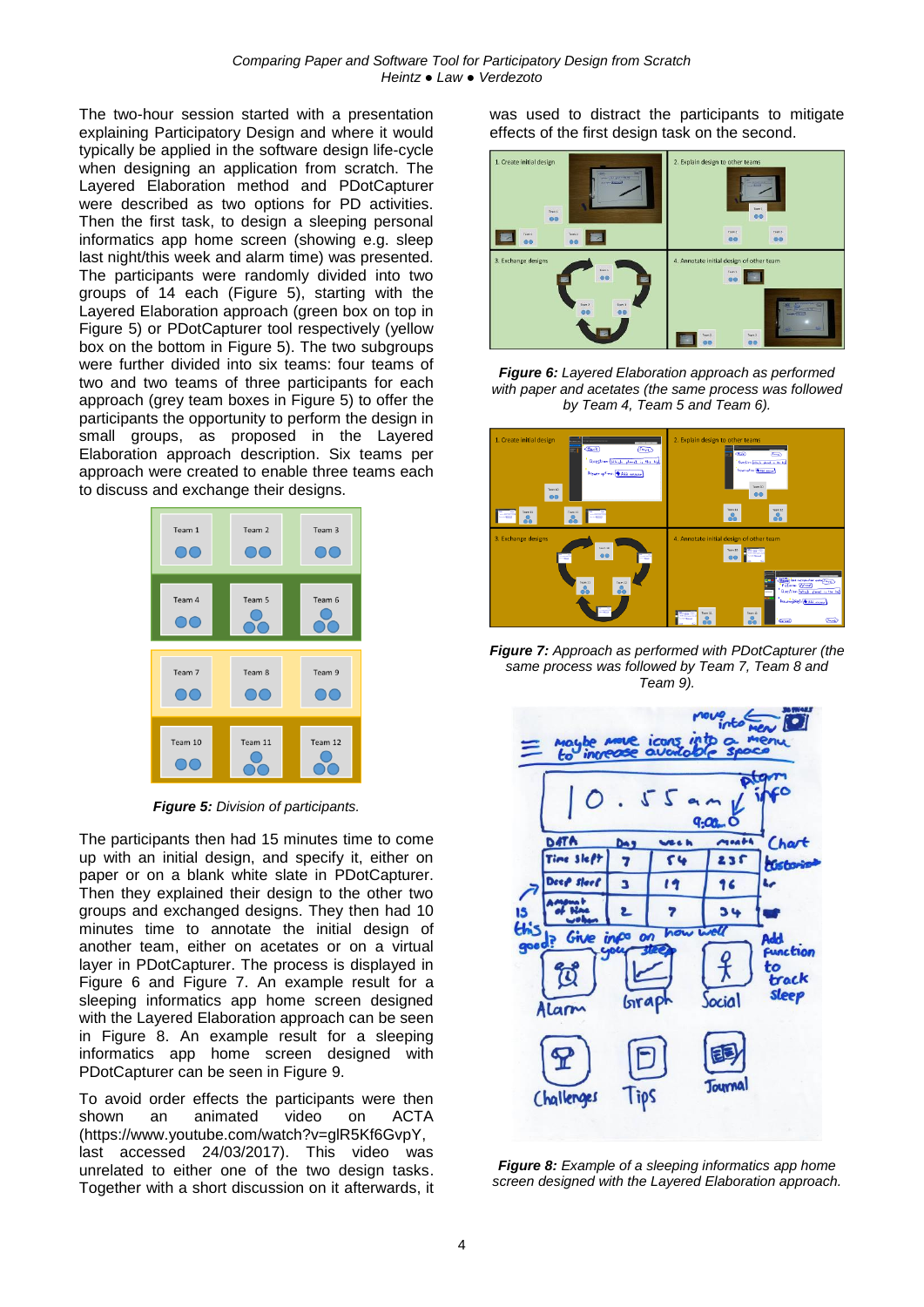The two-hour session started with a presentation explaining Participatory Design and where it would typically be applied in the software design life-cycle when designing an application from scratch. The Layered Elaboration method and PDotCapturer were described as two options for PD activities. Then the first task, to design a sleeping personal informatics app home screen (showing e.g. sleep last night/this week and alarm time) was presented. The participants were randomly divided into two groups of 14 each (Figure 5), starting with the Layered Elaboration approach (green box on top in Figure 5) or PDotCapturer tool respectively (yellow box on the bottom in Figure 5). The two subgroups were further divided into six teams: four teams of two and two teams of three participants for each approach (grey team boxes in Figure 5) to offer the participants the opportunity to perform the design in small groups, as proposed in the Layered Elaboration approach description. Six teams per approach were created to enable three teams each to discuss and exchange their designs.

***Figure 5:*** *Division of participants.*

The participants then had 15 minutes time to come up with an initial design, and specify it, either on paper or on a blank white slate in PDotCapturer. Then they explained their design to the other two groups and exchanged designs. They then had 10 minutes time to annotate the initial design of another team, either on acetates or on a virtual layer in PDotCapturer. The process is displayed in Figure 6 and Figure 7. An example result for a sleeping informatics app home screen designed with the Layered Elaboration approach can be seen in Figure 8. An example result for a sleeping informatics app home screen designed with PDotCapturer can be seen in Figure 9.

To avoid order effects the participants were then shown an animated video on ACTA (https://www.youtube.com/watch?v=glR5Kf6GvpY, last accessed 24/03/2017). This video was unrelated to either one of the two design tasks. Together with a short discussion on it afterwards, it was used to distract the participants to mitigate effects of the first design task on the second.

***Figure 6:*** *Layered Elaboration approach as performed with paper and acetates (the same process was followed by Team 4, Team 5 and Team 6).*

***Figure 7:*** *Approach as performed with PDotCapturer (the same process was followed by Team 7, Team 8 and Team 9).*

***Figure 8:*** *Example of a sleeping informatics app home screen designed with the Layered Elaboration approach.*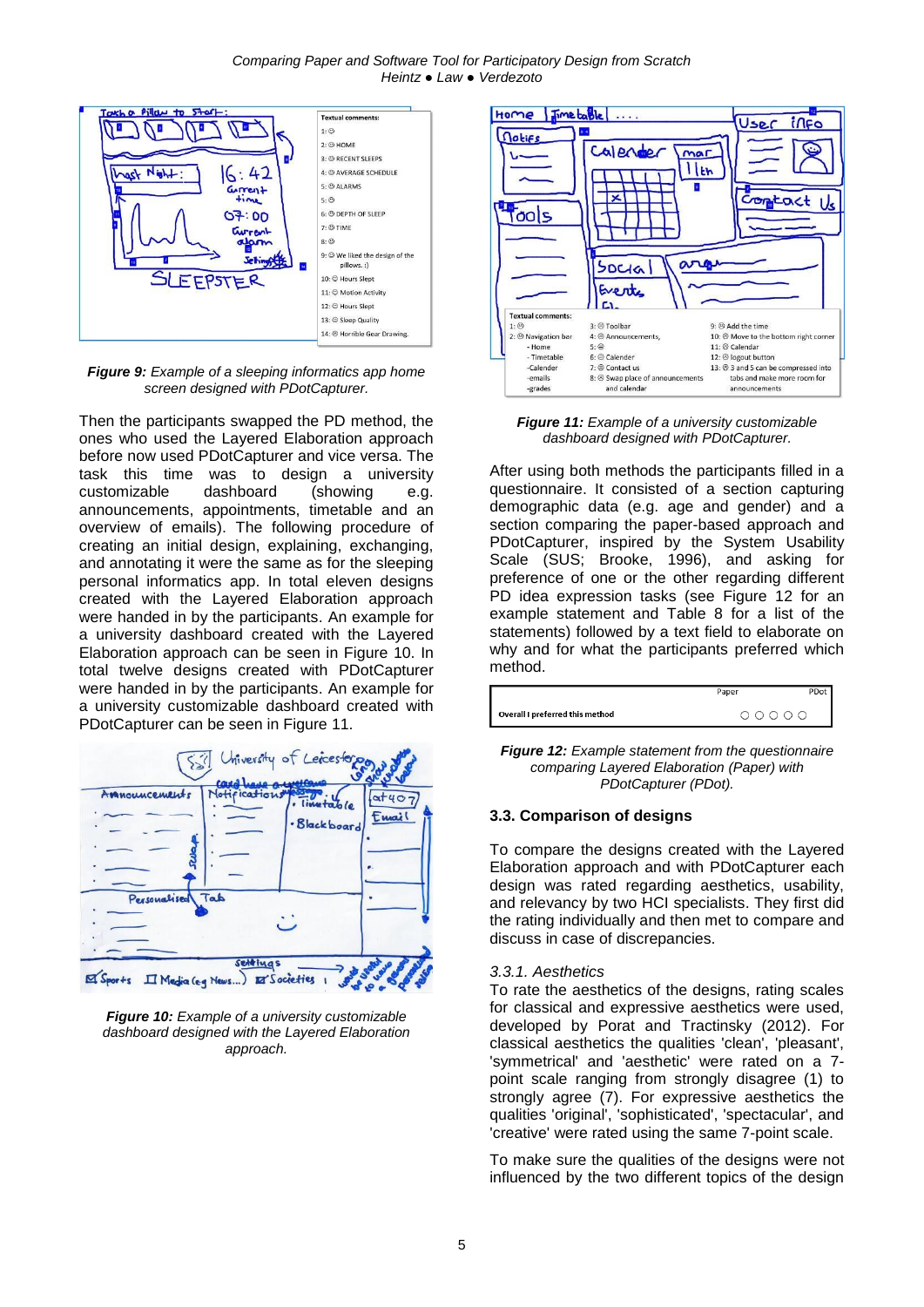*Figure 9: Example of a sleeping informatics app home screen designed with PDotCapturer.*

Then the participants swapped the PD method, the ones who used the Layered Elaboration approach before now used PDotCapturer and vice versa. The task this time was to design a university customizable dashboard (showing e.g. announcements, appointments, timetable and an overview of emails). The following procedure of creating an initial design, explaining, exchanging, and annotating it were the same as for the sleeping personal informatics app. In total eleven designs created with the Layered Elaboration approach were handed in by the participants. An example for a university dashboard created with the Layered Elaboration approach can be seen in Figure 10. In total twelve designs created with PDotCapturer were handed in by the participants. An example for a university customizable dashboard created with PDotCapturer can be seen in Figure 11.

*Figure 10: Example of a university customizable dashboard designed with the Layered Elaboration approach.*

*Figure 11: Example of a university customizable dashboard designed with PDotCapturer.*

After using both methods the participants filled in a questionnaire. It consisted of a section capturing demographic data (e.g. age and gender) and a section comparing the paper-based approach and PDotCapturer, inspired by the System Usability Scale (SUS; Brooke, 1996), and asking for preference of one or the other regarding different PD idea expression tasks (see Figure 12 for an example statement and Table 8 for a list of the statements) followed by a text field to elaborate on why and for what the participants preferred which method.

| | Paper | PDot |
|---|---|---|
| Overall I preferred this method | ○ ○ ○ ○ ○ | |

*Figure 12: Example statement from the questionnaire comparing Layered Elaboration (Paper) with PDotCapturer (PDot).*

### 3.3. Comparison of designs

To compare the designs created with the Layered Elaboration approach and with PDotCapturer each design was rated regarding aesthetics, usability, and relevancy by two HCI specialists. They first did the rating individually and then met to compare and discuss in case of discrepancies.

#### *3.3.1. Aesthetics*

To rate the aesthetics of the designs, rating scales for classical and expressive aesthetics were used, developed by Porat and Tractinsky (2012). For classical aesthetics the qualities 'clean', 'pleasant', 'symmetrical' and 'aesthetic' were rated on a 7-point scale ranging from strongly disagree (1) to strongly agree (7). For expressive aesthetics the qualities 'original', 'sophisticated', 'spectacular', and 'creative' were rated using the same 7-point scale.

To make sure the qualities of the designs were not influenced by the two different topics of the design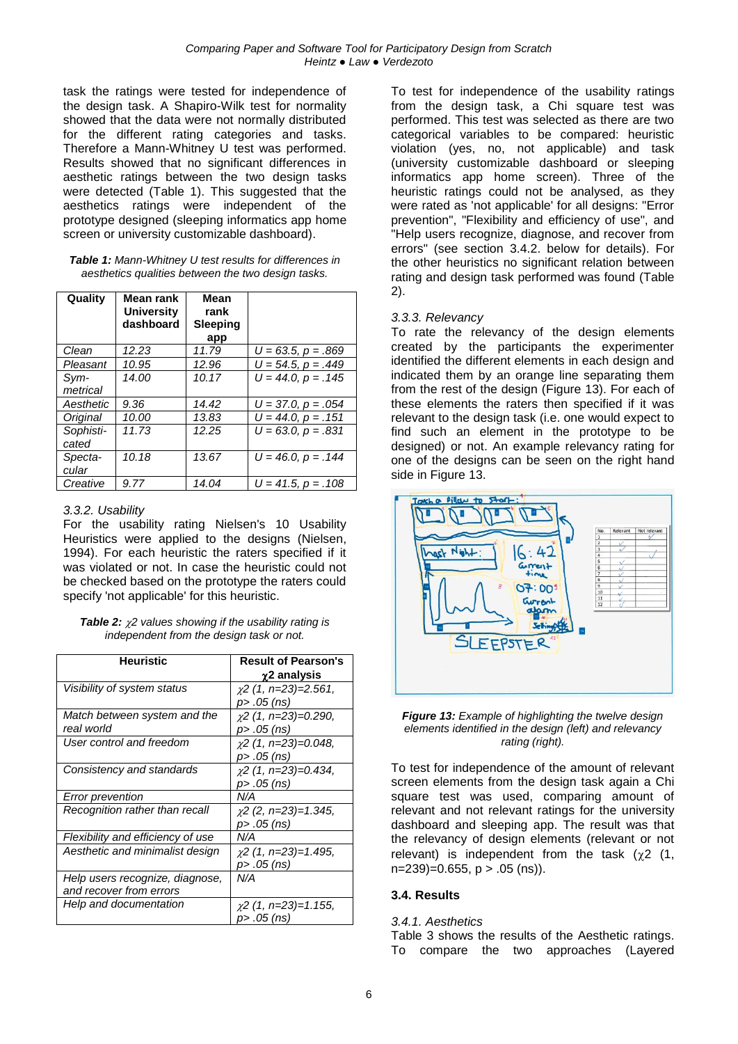task the ratings were tested for independence of the design task. A Shapiro-Wilk test for normality showed that the data were not normally distributed for the different rating categories and tasks. Therefore a Mann-Whitney U test was performed. Results showed that no significant differences in aesthetic ratings between the two design tasks were detected (Table 1). This suggested that the aesthetics ratings were independent of the prototype designed (sleeping informatics app home screen or university customizable dashboard).

***Table 1:*** *Mann-Whitney U test results for differences in aesthetics qualities between the two design tasks.*

| Quality | Mean rank University dashboard | Mean rank Sleeping app | |
|---|---|---|---|
| *Clean* | *12.23* | *11.79* | *$U = 63.5$, $p = .869$* |
| *Pleasant* | *10.95* | *12.96* | *$U = 54.5$, $p = .449$* |
| *Sym-metrical* | *14.00* | *10.17* | *$U = 44.0$, $p = .145$* |
| *Aesthetic* | *9.36* | *14.42* | *$U = 37.0$, $p = .054$* |
| *Original* | *10.00* | *13.83* | *$U = 44.0$, $p = .151$* |
| *Sophisti-cated* | *11.73* | *12.25* | *$U = 63.0$, $p = .831$* |
| *Specta-cular* | *10.18* | *13.67* | *$U = 46.0$, $p = .144$* |
| *Creative* | *9.77* | *14.04* | *$U = 41.5$, $p = .108$* |

### 3.3.2. Usability

For the usability rating Nielsen's 10 Usability Heuristics were applied to the designs (Nielsen, 1994). For each heuristic the raters specified if it was violated or not. In case the heuristic could not be checked based on the prototype the raters could specify 'not applicable' for this heuristic.

***Table 2:*** *$\chi 2$ values showing if the usability rating is independent from the design task or not.*

| Heuristic | Result of Pearson's $\chi 2$ analysis |
|---|---|
| *Visibility of system status* | *$\chi 2$ (1, n=23)=2.561, p> .05 (ns)* |
| *Match between system and the real world* | *$\chi 2$ (1, n=23)=0.290, p> .05 (ns)* |
| *User control and freedom* | *$\chi 2$ (1, n=23)=0.048, p> .05 (ns)* |
| *Consistency and standards* | *$\chi 2$ (1, n=23)=0.434, p> .05 (ns)* |
| *Error prevention* | *N/A* |
| *Recognition rather than recall* | *$\chi 2$ (2, n=23)=1.345, p> .05 (ns)* |
| *Flexibility and efficiency of use* | *N/A* |
| *Aesthetic and minimalist design* | *$\chi 2$ (1, n=23)=1.495, p> .05 (ns)* |
| *Help users recognize, diagnose, and recover from errors* | *N/A* |
| *Help and documentation* | *$\chi 2$ (1, n=23)=1.155, p> .05 (ns)* |

To test for independence of the usability ratings from the design task, a Chi square test was performed. This test was selected as there are two categorical variables to be compared: heuristic violation (yes, no, not applicable) and task (university customizable dashboard or sleeping informatics app home screen). Three of the heuristic ratings could not be analysed, as they were rated as 'not applicable' for all designs: "Error prevention", "Flexibility and efficiency of use", and "Help users recognize, diagnose, and recover from errors" (see section 3.4.2. below for details). For the other heuristics no significant relation between rating and design task performed was found (Table 2).

### 3.3.3. Relevancy

To rate the relevancy of the design elements created by the participants the experimenter identified the different elements in each design and indicated them by an orange line separating them from the rest of the design (Figure 13). For each of these elements the raters then specified if it was relevant to the design task (i.e. one would expect to find such an element in the prototype to be designed) or not. An example relevancy rating for one of the designs can be seen on the right hand side in Figure 13.

***Figure 13:*** *Example of highlighting the twelve design elements identified in the design (left) and relevancy rating (right).*

To test for independence of the amount of relevant screen elements from the design task again a Chi square test was used, comparing amount of relevant and not relevant ratings for the university dashboard and sleeping app. The result was that the relevancy of design elements (relevant or not relevant) is independent from the task ($\chi 2$ (1, n=239)=0.655, p > .05 (ns)).

## 3.4. Results

### 3.4.1. Aesthetics

Table 3 shows the results of the Aesthetic ratings. To compare the two approaches (Layered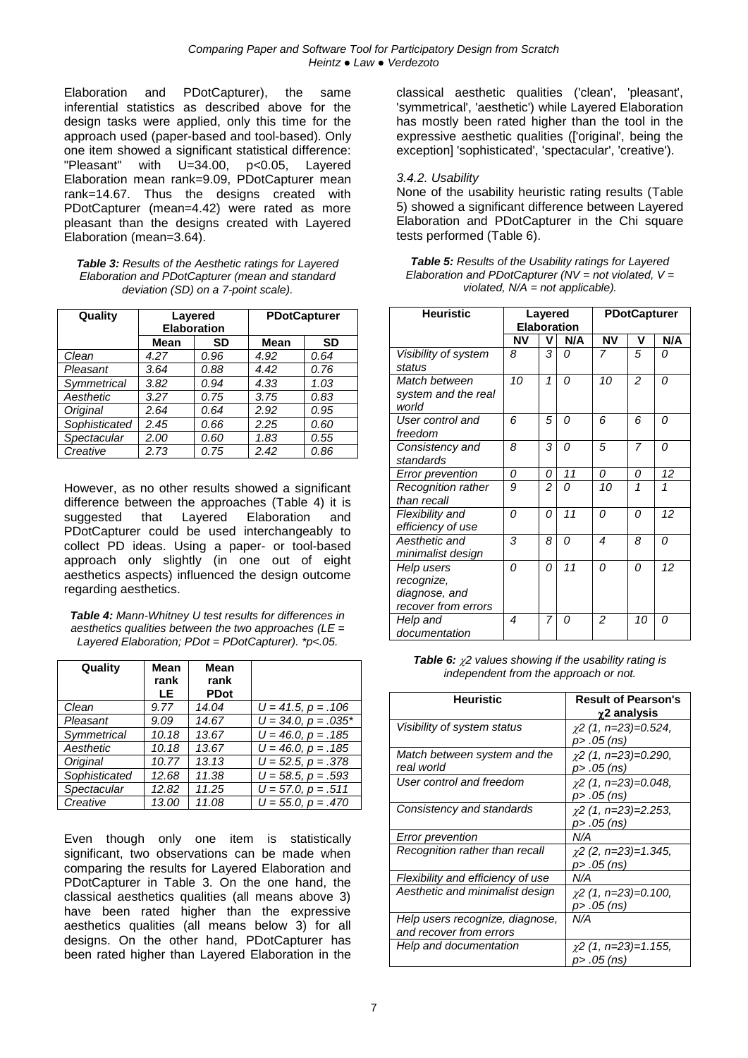Elaboration and PDotCapturer), the same inferential statistics as described above for the design tasks were applied, only this time for the approach used (paper-based and tool-based). Only one item showed a significant statistical difference: "Pleasant" with $U=34.00$, $p<0.05$, Layered Elaboration mean rank=9.09, PDotCapturer mean rank=14.67. Thus the designs created with PDotCapturer (mean=4.42) were rated as more pleasant than the designs created with Layered Elaboration (mean=3.64).

***Table 3:*** *Results of the Aesthetic ratings for Layered Elaboration and PDotCapturer (mean and standard deviation (SD) on a 7-point scale).*

| Quality | Layered Elaboration | | PDotCapturer | |
|---|---|---|---|---|
| | **Mean** | **SD** | **Mean** | **SD** |
| *Clean* | *4.27* | *0.96* | *4.92* | *0.64* |
| *Pleasant* | *3.64* | *0.88* | *4.42* | *0.76* |
| *Symmetrical* | *3.82* | *0.94* | *4.33* | *1.03* |
| *Aesthetic* | *3.27* | *0.75* | *3.75* | *0.83* |
| *Original* | *2.64* | *0.64* | *2.92* | *0.95* |
| *Sophisticated* | *2.45* | *0.66* | *2.25* | *0.60* |
| *Spectacular* | *2.00* | *0.60* | *1.83* | *0.55* |
| *Creative* | *2.73* | *0.75* | *2.42* | *0.86* |

However, as no other results showed a significant difference between the approaches (Table 4) it is suggested that Layered Elaboration and PDotCapturer could be used interchangeably to collect PD ideas. Using a paper- or tool-based approach only slightly (in one out of eight aesthetics aspects) influenced the design outcome regarding aesthetics.

***Table 4:*** *Mann-Whitney U test results for differences in aesthetics qualities between the two approaches (LE = Layered Elaboration; PDot = PDotCapturer). \*p<.05.*

| Quality | Mean rank LE | Mean rank PDot | |
|---|---|---|---|
| *Clean* | *9.77* | *14.04* | *$U = 41.5$, $p = .106$* |
| *Pleasant* | *9.09* | *14.67* | *$U = 34.0$, $p = .035$\** |
| *Symmetrical* | *10.18* | *13.67* | *$U = 46.0$, $p = .185$* |
| *Aesthetic* | *10.18* | *13.67* | *$U = 46.0$, $p = .185$* |
| *Original* | *10.77* | *13.13* | *$U = 52.5$, $p = .378$* |
| *Sophisticated* | *12.68* | *11.38* | *$U = 58.5$, $p = .593$* |
| *Spectacular* | *12.82* | *11.25* | *$U = 57.0$, $p = .511$* |
| *Creative* | *13.00* | *11.08* | *$U = 55.0$, $p = .470$* |

Even though only one item is statistically significant, two observations can be made when comparing the results for Layered Elaboration and PDotCapturer in Table 3. On the one hand, the classical aesthetics qualities (all means above 3) have been rated higher than the expressive aesthetics qualities (all means below 3) for all designs. On the other hand, PDotCapturer has been rated higher than Layered Elaboration in the classical aesthetic qualities ('clean', 'pleasant', 'symmetrical', 'aesthetic') while Layered Elaboration has mostly been rated higher than the tool in the expressive aesthetic qualities (['original', being the exception] 'sophisticated', 'spectacular', 'creative').

#### *3.4.2. Usability*

None of the usability heuristic rating results (Table 5) showed a significant difference between Layered Elaboration and PDotCapturer in the Chi square tests performed (Table 6).

***Table 5:*** *Results of the Usability ratings for Layered Elaboration and PDotCapturer (NV = not violated, V = violated, N/A = not applicable).*

| Heuristic | Layered Elaboration | | | PDotCapturer | | |
|---|---|---|---|---|---|---|
| | **NV** | **V** | **N/A** | **NV** | **V** | **N/A** |
| *Visibility of system status* | *8* | *3* | *0* | *7* | *5* | *0* |
| *Match between system and the real world* | *10* | *1* | *0* | *10* | *2* | *0* |
| *User control and freedom* | *6* | *5* | *0* | *6* | *6* | *0* |
| *Consistency and standards* | *8* | *3* | *0* | *5* | *7* | *0* |
| *Error prevention* | *0* | *0* | *11* | *0* | *0* | *12* |
| *Recognition rather than recall* | *9* | *2* | *0* | *10* | *1* | *1* |
| *Flexibility and efficiency of use* | *0* | *0* | *11* | *0* | *0* | *12* |
| *Aesthetic and minimalist design* | *3* | *8* | *0* | *4* | *8* | *0* |
| *Help users recognize, diagnose, and recover from errors* | *0* | *0* | *11* | *0* | *0* | *12* |
| *Help and documentation* | *4* | *7* | *0* | *2* | *10* | *0* |

***Table 6:*** *$\chi 2$ values showing if the usability rating is independent from the approach or not.*

| Heuristic | Result of Pearson's $\chi 2$ analysis |
|---|---|
| *Visibility of system status* | *$\chi 2$ (1, n=23)=0.524, $p> .05$ (ns)* |
| *Match between system and the real world* | *$\chi 2$ (1, n=23)=0.290, $p> .05$ (ns)* |
| *User control and freedom* | *$\chi 2$ (1, n=23)=0.048, $p> .05$ (ns)* |
| *Consistency and standards* | *$\chi 2$ (1, n=23)=2.253, $p> .05$ (ns)* |
| *Error prevention* | *N/A* |
| *Recognition rather than recall* | *$\chi 2$ (2, n=23)=1.345, $p> .05$ (ns)* |
| *Flexibility and efficiency of use* | *N/A* |
| *Aesthetic and minimalist design* | *$\chi 2$ (1, n=23)=0.100, $p> .05$ (ns)* |
| *Help users recognize, diagnose, and recover from errors* | *N/A* |
| *Help and documentation* | *$\chi 2$ (1, n=23)=1.155, $p> .05$ (ns)* |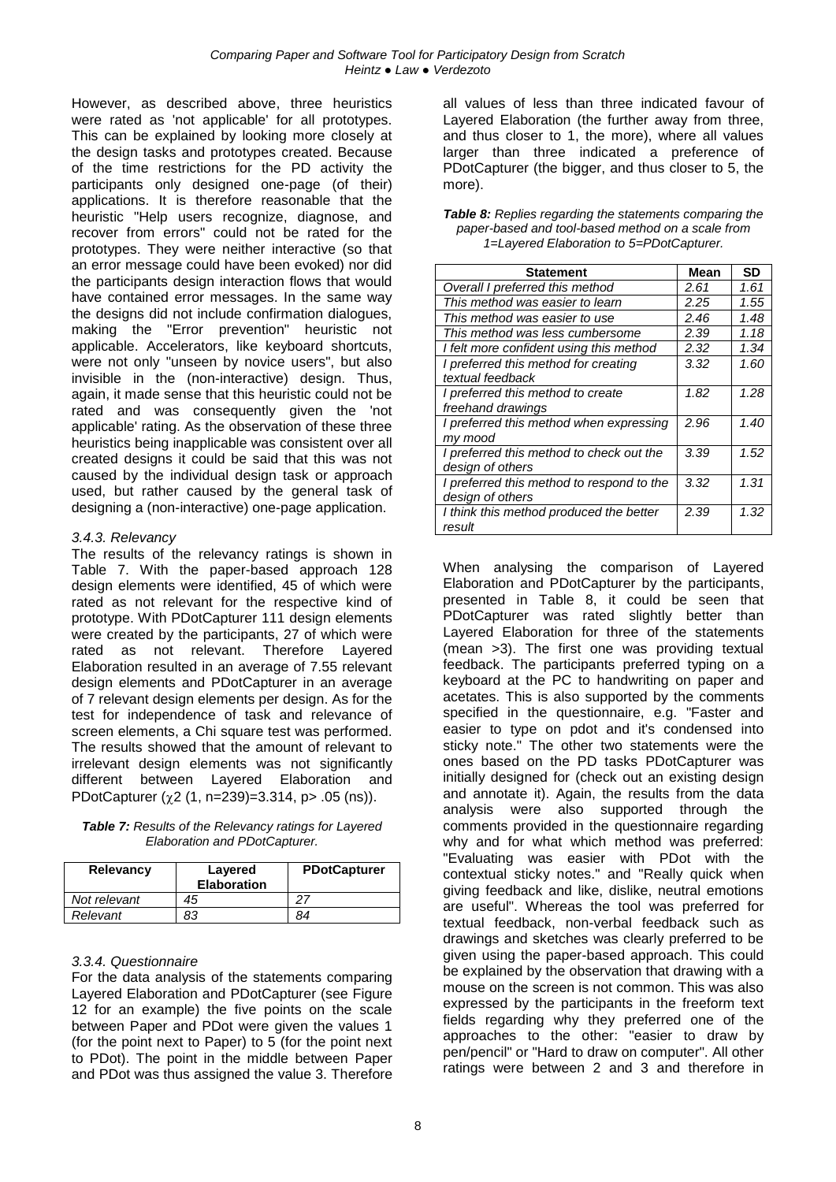However, as described above, three heuristics were rated as 'not applicable' for all prototypes. This can be explained by looking more closely at the design tasks and prototypes created. Because of the time restrictions for the PD activity the participants only designed one-page (of their) applications. It is therefore reasonable that the heuristic "Help users recognize, diagnose, and recover from errors" could not be rated for the prototypes. They were neither interactive (so that an error message could have been evoked) nor did the participants design interaction flows that would have contained error messages. In the same way the designs did not include confirmation dialogues, making the "Error prevention" heuristic not applicable. Accelerators, like keyboard shortcuts, were not only "unseen by novice users", but also invisible in the (non-interactive) design. Thus, again, it made sense that this heuristic could not be rated and was consequently given the 'not applicable' rating. As the observation of these three heuristics being inapplicable was consistent over all created designs it could be said that this was not caused by the individual design task or approach used, but rather caused by the general task of designing a (non-interactive) one-page application.

### *3.4.3. Relevancy*

The results of the relevancy ratings is shown in Table 7. With the paper-based approach 128 design elements were identified, 45 of which were rated as not relevant for the respective kind of prototype. With PDotCapturer 111 design elements were created by the participants, 27 of which were rated as not relevant. Therefore Layered Elaboration resulted in an average of 7.55 relevant design elements and PDotCapturer in an average of 7 relevant design elements per design. As for the test for independence of task and relevance of screen elements, a Chi square test was performed. The results showed that the amount of relevant to irrelevant design elements was not significantly different between Layered Elaboration and PDotCapturer ($\chi 2$ (1, n=239)=3.314, p> .05 (ns)).

***Table 7:*** *Results of the Relevancy ratings for Layered Elaboration and PDotCapturer.*

| Relevancy | Layered Elaboration | PDotCapturer |
|---|---|---|
| *Not relevant* | *45* | *27* |
| *Relevant* | *83* | *84* |

### *3.3.4. Questionnaire*

For the data analysis of the statements comparing Layered Elaboration and PDotCapturer (see Figure 12 for an example) the five points on the scale between Paper and PDot were given the values 1 (for the point next to Paper) to 5 (for the point next to PDot). The point in the middle between Paper and PDot was thus assigned the value 3. Therefore all values of less than three indicated a favour of Layered Elaboration (the further away from three, and thus closer to 1, the more), where all values larger than three indicated a preference of PDotCapturer (the bigger, and thus closer to 5, the more).

***Table 8:*** *Replies regarding the statements comparing the paper-based and tool-based method on a scale from 1=Layered Elaboration to 5=PDotCapturer.*

| Statement | Mean | SD |
|---|---|---|
| *Overall I preferred this method* | *2.61* | *1.61* |
| *This method was easier to learn* | *2.25* | *1.55* |
| *This method was easier to use* | *2.46* | *1.48* |
| *This method was less cumbersome* | *2.39* | *1.18* |
| *I felt more confident using this method* | *2.32* | *1.34* |
| *I preferred this method for creating textual feedback* | *3.32* | *1.60* |
| *I preferred this method to create freehand drawings* | *1.82* | *1.28* |
| *I preferred this method when expressing my mood* | *2.96* | *1.40* |
| *I preferred this method to check out the design of others* | *3.39* | *1.52* |
| *I preferred this method to respond to the design of others* | *3.32* | *1.31* |
| *I think this method produced the better result* | *2.39* | *1.32* |

When analysing the comparison of Layered Elaboration and PDotCapturer by the participants, presented in Table 8, it could be seen that PDotCapturer was rated slightly better than Layered Elaboration for three of the statements (mean >3). The first one was providing textual feedback. The participants preferred typing on a keyboard at the PC to handwriting on paper and acetates. This is also supported by the comments specified in the questionnaire, e.g. "Faster and easier to type on pdot and it's condensed into sticky note." The other two statements were the ones based on the PD tasks PDotCapturer was initially designed for (check out an existing design and annotate it). Again, the results from the data analysis were also supported through the comments provided in the questionnaire regarding why and for what which method was preferred: "Evaluating was easier with PDot with the contextual sticky notes." and "Really quick when giving feedback and like, dislike, neutral emotions are useful". Whereas the tool was preferred for textual feedback, non-verbal feedback such as drawings and sketches was clearly preferred to be given using the paper-based approach. This could be explained by the observation that drawing with a mouse on the screen is not common. This was also expressed by the participants in the freeform text fields regarding why they preferred one of the approaches to the other: "easier to draw by pen/pencil" or "Hard to draw on computer". All other ratings were between 2 and 3 and therefore in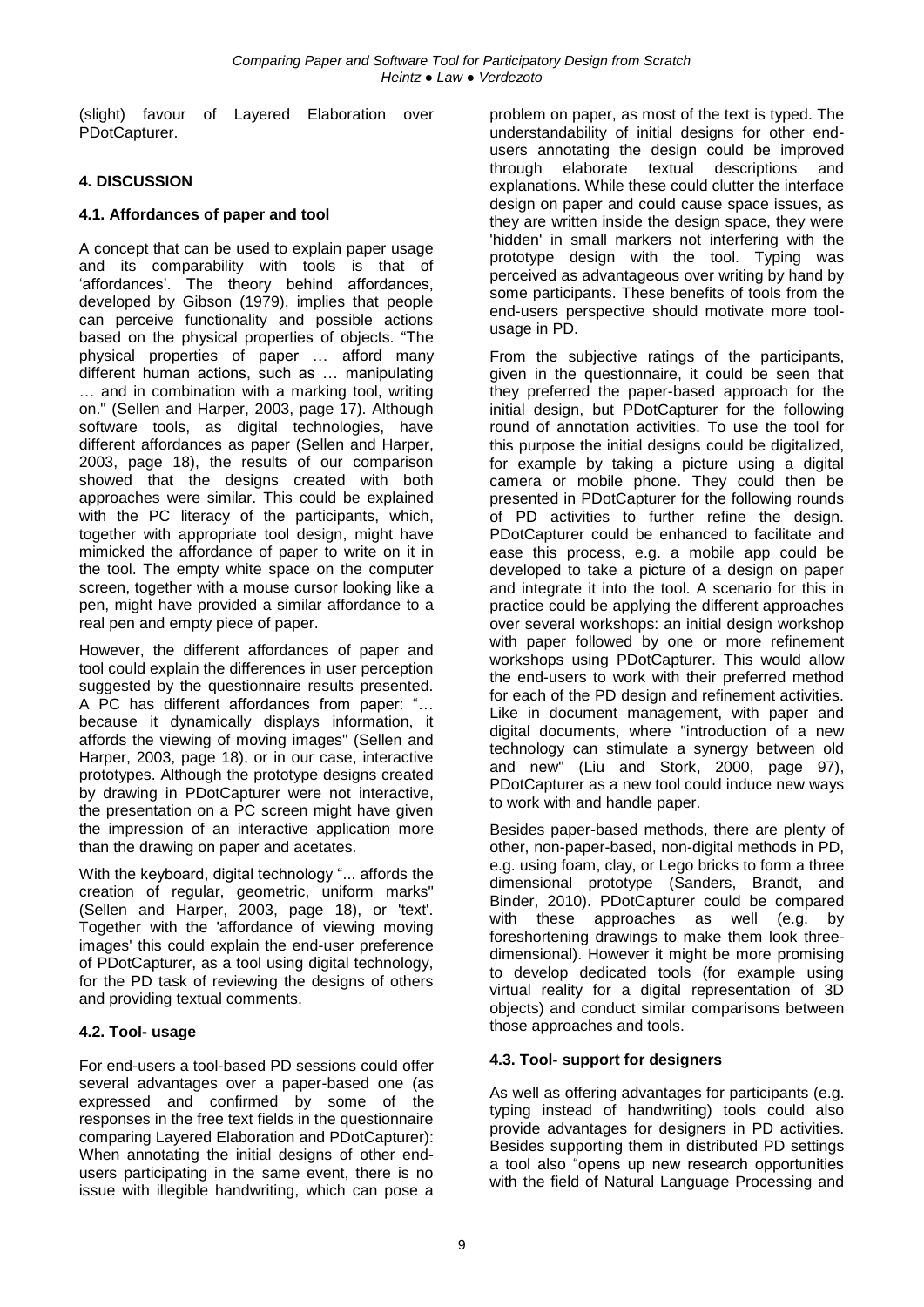(slight) favour of Layered Elaboration over PDotCapturer.

## 4. DISCUSSION

### 4.1. Affordances of paper and tool

A concept that can be used to explain paper usage and its comparability with tools is that of 'affordances'. The theory behind affordances, developed by Gibson (1979), implies that people can perceive functionality and possible actions based on the physical properties of objects. "The physical properties of paper … afford many different human actions, such as … manipulating … and in combination with a marking tool, writing on." (Sellen and Harper, 2003, page 17). Although software tools, as digital technologies, have different affordances as paper (Sellen and Harper, 2003, page 18), the results of our comparison showed that the designs created with both approaches were similar. This could be explained with the PC literacy of the participants, which, together with appropriate tool design, might have mimicked the affordance of paper to write on it in the tool. The empty white space on the computer screen, together with a mouse cursor looking like a pen, might have provided a similar affordance to a real pen and empty piece of paper.

However, the different affordances of paper and tool could explain the differences in user perception suggested by the questionnaire results presented. A PC has different affordances from paper: "… because it dynamically displays information, it affords the viewing of moving images" (Sellen and Harper, 2003, page 18), or in our case, interactive prototypes. Although the prototype designs created by drawing in PDotCapturer were not interactive, the presentation on a PC screen might have given the impression of an interactive application more than the drawing on paper and acetates.

With the keyboard, digital technology "... affords the creation of regular, geometric, uniform marks" (Sellen and Harper, 2003, page 18), or 'text'. Together with the 'affordance of viewing moving images' this could explain the end-user preference of PDotCapturer, as a tool using digital technology, for the PD task of reviewing the designs of others and providing textual comments.

### 4.2. Tool- usage

For end-users a tool-based PD sessions could offer several advantages over a paper-based one (as expressed and confirmed by some of the responses in the free text fields in the questionnaire comparing Layered Elaboration and PDotCapturer): When annotating the initial designs of other end-users participating in the same event, there is no issue with illegible handwriting, which can pose a problem on paper, as most of the text is typed. The understandability of initial designs for other end-users annotating the design could be improved through elaborate textual descriptions and explanations. While these could clutter the interface design on paper and could cause space issues, as they are written inside the design space, they were 'hidden' in small markers not interfering with the prototype design with the tool. Typing was perceived as advantageous over writing by hand by some participants. These benefits of tools from the end-users perspective should motivate more tool-usage in PD.

From the subjective ratings of the participants, given in the questionnaire, it could be seen that they preferred the paper-based approach for the initial design, but PDotCapturer for the following round of annotation activities. To use the tool for this purpose the initial designs could be digitalized, for example by taking a picture using a digital camera or mobile phone. They could then be presented in PDotCapturer for the following rounds of PD activities to further refine the design. PDotCapturer could be enhanced to facilitate and ease this process, e.g. a mobile app could be developed to take a picture of a design on paper and integrate it into the tool. A scenario for this in practice could be applying the different approaches over several workshops: an initial design workshop with paper followed by one or more refinement workshops using PDotCapturer. This would allow the end-users to work with their preferred method for each of the PD design and refinement activities. Like in document management, with paper and digital documents, where "introduction of a new technology can stimulate a synergy between old and new" (Liu and Stork, 2000, page 97), PDotCapturer as a new tool could induce new ways to work with and handle paper.

Besides paper-based methods, there are plenty of other, non-paper-based, non-digital methods in PD, e.g. using foam, clay, or Lego bricks to form a three dimensional prototype (Sanders, Brandt, and Binder, 2010). PDotCapturer could be compared with these approaches as well (e.g. by foreshortening drawings to make them look three-dimensional). However it might be more promising to develop dedicated tools (for example using virtual reality for a digital representation of 3D objects) and conduct similar comparisons between those approaches and tools.

### 4.3. Tool- support for designers

As well as offering advantages for participants (e.g. typing instead of handwriting) tools could also provide advantages for designers in PD activities. Besides supporting them in distributed PD settings a tool also "opens up new research opportunities with the field of Natural Language Processing and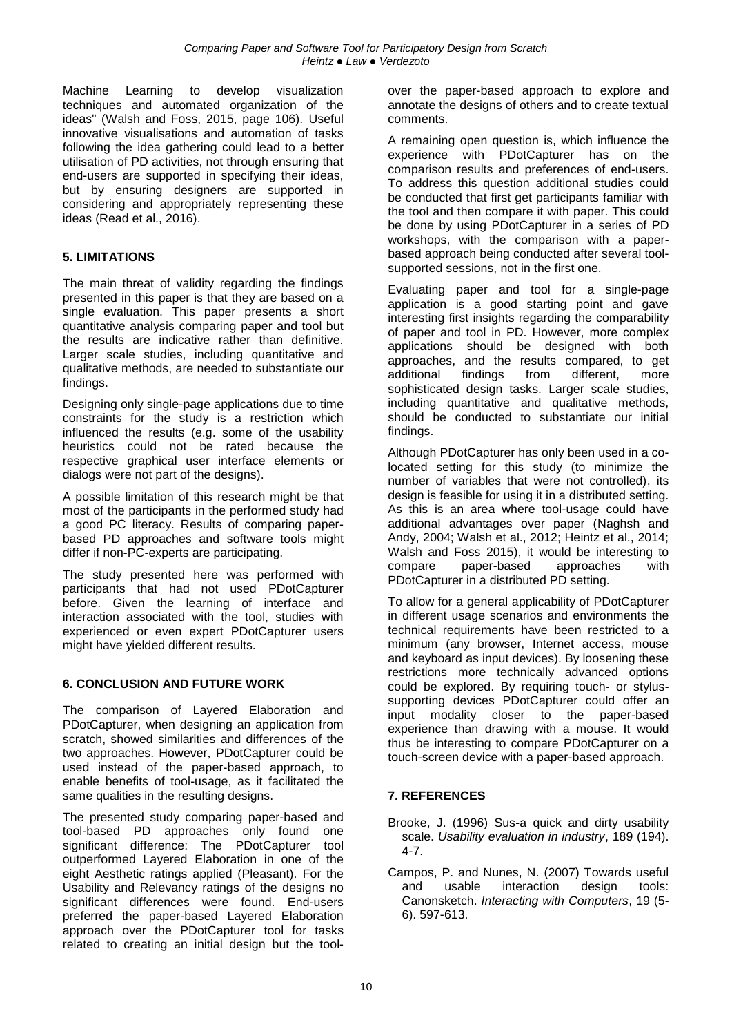Machine Learning to develop visualization techniques and automated organization of the ideas" (Walsh and Foss, 2015, page 106). Useful innovative visualisations and automation of tasks following the idea gathering could lead to a better utilisation of PD activities, not through ensuring that end-users are supported in specifying their ideas, but by ensuring designers are supported in considering and appropriately representing these ideas (Read et al., 2016).

## 5. LIMITATIONS

The main threat of validity regarding the findings presented in this paper is that they are based on a single evaluation. This paper presents a short quantitative analysis comparing paper and tool but the results are indicative rather than definitive. Larger scale studies, including quantitative and qualitative methods, are needed to substantiate our findings.

Designing only single-page applications due to time constraints for the study is a restriction which influenced the results (e.g. some of the usability heuristics could not be rated because the respective graphical user interface elements or dialogs were not part of the designs).

A possible limitation of this research might be that most of the participants in the performed study had a good PC literacy. Results of comparing paper-based PD approaches and software tools might differ if non-PC-experts are participating.

The study presented here was performed with participants that had not used PDotCapturer before. Given the learning of interface and interaction associated with the tool, studies with experienced or even expert PDotCapturer users might have yielded different results.

## 6. CONCLUSION AND FUTURE WORK

The comparison of Layered Elaboration and PDotCapturer, when designing an application from scratch, showed similarities and differences of the two approaches. However, PDotCapturer could be used instead of the paper-based approach, to enable benefits of tool-usage, as it facilitated the same qualities in the resulting designs.

The presented study comparing paper-based and tool-based PD approaches only found one significant difference: The PDotCapturer tool outperformed Layered Elaboration in one of the eight Aesthetic ratings applied (Pleasant). For the Usability and Relevancy ratings of the designs no significant differences were found. End-users preferred the paper-based Layered Elaboration approach over the PDotCapturer tool for tasks related to creating an initial design but the tool over the paper-based approach to explore and annotate the designs of others and to create textual comments.

A remaining open question is, which influence the experience with PDotCapturer has on the comparison results and preferences of end-users. To address this question additional studies could be conducted that first get participants familiar with the tool and then compare it with paper. This could be done by using PDotCapturer in a series of PD workshops, with the comparison with a paper-based approach being conducted after several tool-supported sessions, not in the first one.

Evaluating paper and tool for a single-page application is a good starting point and gave interesting first insights regarding the comparability of paper and tool in PD. However, more complex applications should be designed with both approaches, and the results compared, to get additional findings from different, more sophisticated design tasks. Larger scale studies, including quantitative and qualitative methods, should be conducted to substantiate our initial findings.

Although PDotCapturer has only been used in a co-located setting for this study (to minimize the number of variables that were not controlled), its design is feasible for using it in a distributed setting. As this is an area where tool-usage could have additional advantages over paper (Naghsh and Andy, 2004; Walsh et al., 2012; Heintz et al., 2014; Walsh and Foss 2015), it would be interesting to compare paper-based approaches with PDotCapturer in a distributed PD setting.

To allow for a general applicability of PDotCapturer in different usage scenarios and environments the technical requirements have been restricted to a minimum (any browser, Internet access, mouse and keyboard as input devices). By loosening these restrictions more technically advanced options could be explored. By requiring touch- or stylus-supporting devices PDotCapturer could offer an input modality closer to the paper-based experience than drawing with a mouse. It would thus be interesting to compare PDotCapturer on a touch-screen device with a paper-based approach.

## 7. REFERENCES

Brooke, J. (1996) Sus-a quick and dirty usability scale. *Usability evaluation in industry*, 189 (194). 4-7.

Campos, P. and Nunes, N. (2007) Towards useful and usable interaction design tools: Canonsketch. *Interacting with Computers*, 19 (5-6). 597-613.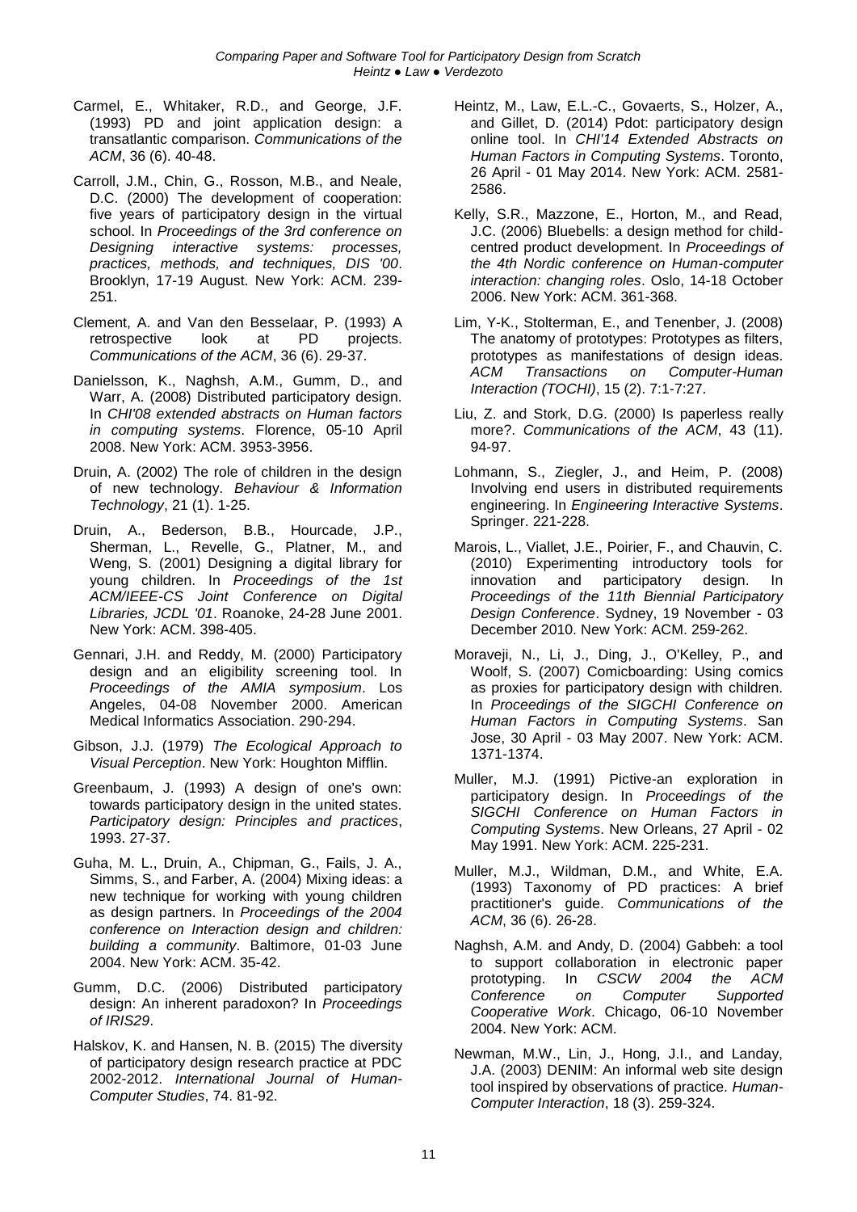Carmel, E., Whitaker, R.D., and George, J.F. (1993) PD and joint application design: a transatlantic comparison. *Communications of the ACM*, 36 (6). 40-48.

Carroll, J.M., Chin, G., Rosson, M.B., and Neale, D.C. (2000) The development of cooperation: five years of participatory design in the virtual school. In *Proceedings of the 3rd conference on Designing interactive systems: processes, practices, methods, and techniques, DIS '00*. Brooklyn, 17-19 August. New York: ACM. 239-251.

Clement, A. and Van den Besselaar, P. (1993) A retrospective look at PD projects. *Communications of the ACM*, 36 (6). 29-37.

Danielsson, K., Naghsh, A.M., Gumm, D., and Warr, A. (2008) Distributed participatory design. In *CHI'08 extended abstracts on Human factors in computing systems*. Florence, 05-10 April 2008. New York: ACM. 3953-3956.

Druin, A. (2002) The role of children in the design of new technology. *Behaviour & Information Technology*, 21 (1). 1-25.

Druin, A., Bederson, B.B., Hourcade, J.P., Sherman, L., Revelle, G., Platner, M., and Weng, S. (2001) Designing a digital library for young children. In *Proceedings of the 1st ACM/IEEE-CS Joint Conference on Digital Libraries, JCDL '01*. Roanoke, 24-28 June 2001. New York: ACM. 398-405.

Gennari, J.H. and Reddy, M. (2000) Participatory design and an eligibility screening tool. In *Proceedings of the AMIA symposium*. Los Angeles, 04-08 November 2000. American Medical Informatics Association. 290-294.

Gibson, J.J. (1979) *The Ecological Approach to Visual Perception*. New York: Houghton Mifflin.

Greenbaum, J. (1993) A design of one's own: towards participatory design in the united states. *Participatory design: Principles and practices*, 1993. 27-37.

Guha, M. L., Druin, A., Chipman, G., Fails, J. A., Simms, S., and Farber, A. (2004) Mixing ideas: a new technique for working with young children as design partners. In *Proceedings of the 2004 conference on Interaction design and children: building a community*. Baltimore, 01-03 June 2004. New York: ACM. 35-42.

Gumm, D.C. (2006) Distributed participatory design: An inherent paradoxon? In *Proceedings of IRIS29*.

Halskov, K. and Hansen, N. B. (2015) The diversity of participatory design research practice at PDC 2002-2012. *International Journal of Human-Computer Studies*, 74. 81-92.

Heintz, M., Law, E.L.-C., Govaerts, S., Holzer, A., and Gillet, D. (2014) Pdot: participatory design online tool. In *CHI'14 Extended Abstracts on Human Factors in Computing Systems*. Toronto, 26 April - 01 May 2014. New York: ACM. 2581-2586.

Kelly, S.R., Mazzone, E., Horton, M., and Read, J.C. (2006) Bluebells: a design method for child-centred product development. In *Proceedings of the 4th Nordic conference on Human-computer interaction: changing roles*. Oslo, 14-18 October 2006. New York: ACM. 361-368.

Lim, Y-K., Stolterman, E., and Tenenber, J. (2008) The anatomy of prototypes: Prototypes as filters, prototypes as manifestations of design ideas. *ACM Transactions on Computer-Human Interaction (TOCHI)*, 15 (2). 7:1-7:27.

Liu, Z. and Stork, D.G. (2000) Is paperless really more?. *Communications of the ACM*, 43 (11). 94-97.

Lohmann, S., Ziegler, J., and Heim, P. (2008) Involving end users in distributed requirements engineering. In *Engineering Interactive Systems*. Springer. 221-228.

Marois, L., Viallet, J.E., Poirier, F., and Chauvin, C. (2010) Experimenting introductory tools for innovation and participatory design. In *Proceedings of the 11th Biennial Participatory Design Conference*. Sydney, 19 November - 03 December 2010. New York: ACM. 259-262.

Moraveji, N., Li, J., Ding, J., O'Kelley, P., and Woolf, S. (2007) Comicboarding: Using comics as proxies for participatory design with children. In *Proceedings of the SIGCHI Conference on Human Factors in Computing Systems*. San Jose, 30 April - 03 May 2007. New York: ACM. 1371-1374.

Muller, M.J. (1991) Pictive-an exploration in participatory design. In *Proceedings of the SIGCHI Conference on Human Factors in Computing Systems*. New Orleans, 27 April - 02 May 1991. New York: ACM. 225-231.

Muller, M.J., Wildman, D.M., and White, E.A. (1993) Taxonomy of PD practices: A brief practitioner's guide. *Communications of the ACM*, 36 (6). 26-28.

Naghsh, A.M. and Andy, D. (2004) Gabbeh: a tool to support collaboration in electronic paper prototyping. In *CSCW 2004 the ACM Conference on Computer Supported Cooperative Work*. Chicago, 06-10 November 2004. New York: ACM.

Newman, M.W., Lin, J., Hong, J.I., and Landay, J.A. (2003) DENIM: An informal web site design tool inspired by observations of practice. *Human-Computer Interaction*, 18 (3). 259-324.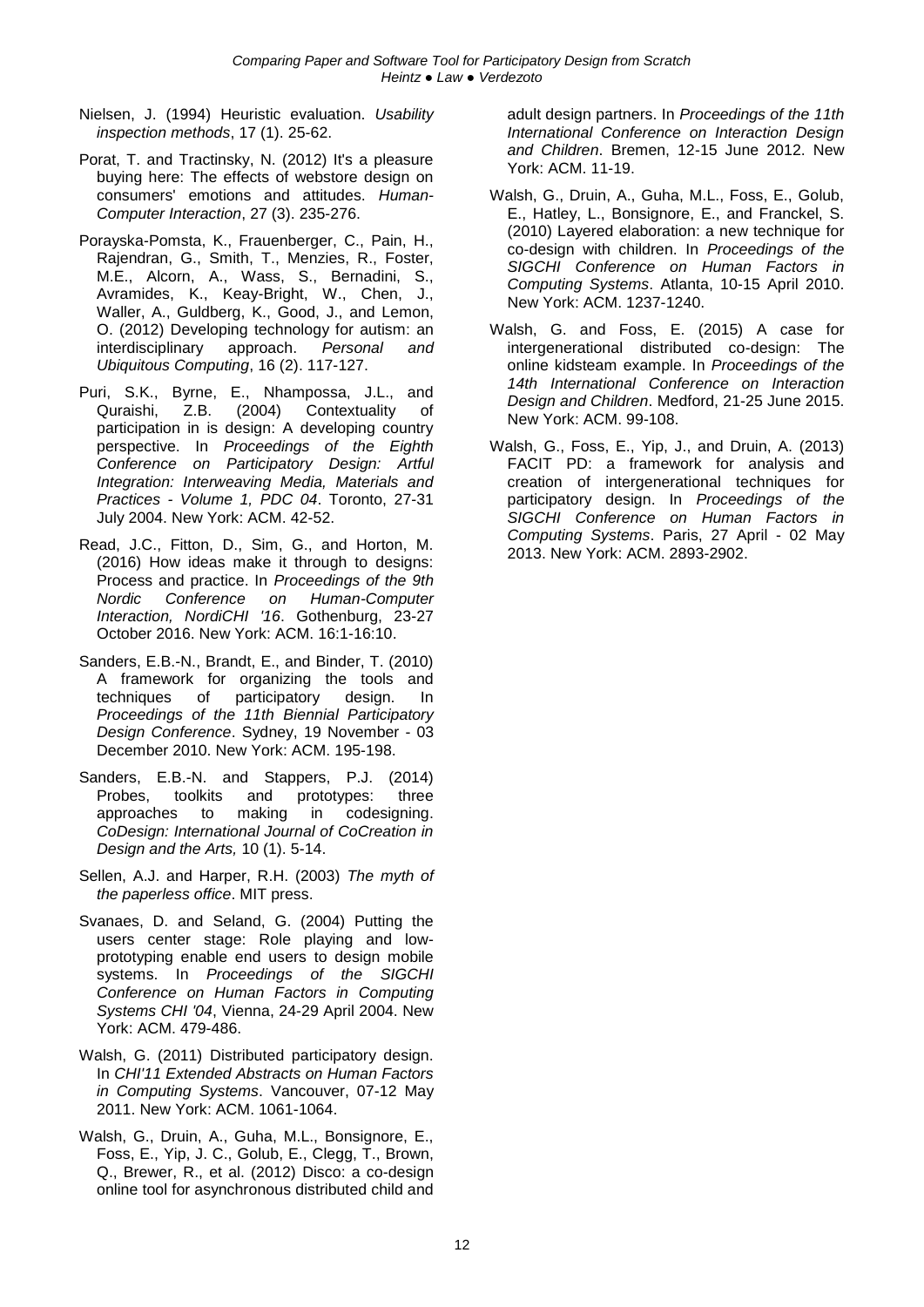Nielsen, J. (1994) Heuristic evaluation. *Usability inspection methods*, 17 (1). 25-62.

Porat, T. and Tractinsky, N. (2012) It's a pleasure buying here: The effects of webstore design on consumers' emotions and attitudes. *Human-Computer Interaction*, 27 (3). 235-276.

Porayska-Pomsta, K., Frauenberger, C., Pain, H., Rajendran, G., Smith, T., Menzies, R., Foster, M.E., Alcorn, A., Wass, S., Bernadini, S., Avramides, K., Keay-Bright, W., Chen, J., Waller, A., Guldberg, K., Good, J., and Lemon, O. (2012) Developing technology for autism: an interdisciplinary approach. *Personal and Ubiquitous Computing*, 16 (2). 117-127.

Puri, S.K., Byrne, E., Nhampossa, J.L., and Quraishi, Z.B. (2004) Contextuality of participation in is design: A developing country perspective. In *Proceedings of the Eighth Conference on Participatory Design: Artful Integration: Interweaving Media, Materials and Practices - Volume 1, PDC 04*. Toronto, 27-31 July 2004. New York: ACM. 42-52.

Read, J.C., Fitton, D., Sim, G., and Horton, M. (2016) How ideas make it through to designs: Process and practice. In *Proceedings of the 9th Nordic Conference on Human-Computer Interaction, NordiCHI '16*. Gothenburg, 23-27 October 2016. New York: ACM. 16:1-16:10.

Sanders, E.B.-N., Brandt, E., and Binder, T. (2010) A framework for organizing the tools and techniques of participatory design. In *Proceedings of the 11th Biennial Participatory Design Conference*. Sydney, 19 November - 03 December 2010. New York: ACM. 195-198.

Sanders, E.B.-N. and Stappers, P.J. (2014) Probes, toolkits and prototypes: three approaches to making in codesigning. *CoDesign: International Journal of CoCreation in Design and the Arts,* 10 (1). 5-14.

Sellen, A.J. and Harper, R.H. (2003) *The myth of the paperless office*. MIT press.

Svanaes, D. and Seland, G. (2004) Putting the users center stage: Role playing and low-prototyping enable end users to design mobile systems. In *Proceedings of the SIGCHI Conference on Human Factors in Computing Systems CHI '04*, Vienna, 24-29 April 2004. New York: ACM. 479-486.

Walsh, G. (2011) Distributed participatory design. In *CHI'11 Extended Abstracts on Human Factors in Computing Systems*. Vancouver, 07-12 May 2011. New York: ACM. 1061-1064.

Walsh, G., Druin, A., Guha, M.L., Bonsignore, E., Foss, E., Yip, J. C., Golub, E., Clegg, T., Brown, Q., Brewer, R., et al. (2012) Disco: a co-design online tool for asynchronous distributed child and adult design partners. In *Proceedings of the 11th International Conference on Interaction Design and Children*. Bremen, 12-15 June 2012. New York: ACM. 11-19.

Walsh, G., Druin, A., Guha, M.L., Foss, E., Golub, E., Hatley, L., Bonsignore, E., and Franckel, S. (2010) Layered elaboration: a new technique for co-design with children. In *Proceedings of the SIGCHI Conference on Human Factors in Computing Systems*. Atlanta, 10-15 April 2010. New York: ACM. 1237-1240.

Walsh, G. and Foss, E. (2015) A case for intergenerational distributed co-design: The online kidsteam example. In *Proceedings of the 14th International Conference on Interaction Design and Children*. Medford, 21-25 June 2015. New York: ACM. 99-108.

Walsh, G., Foss, E., Yip, J., and Druin, A. (2013) FACIT PD: a framework for analysis and creation of intergenerational techniques for participatory design. In *Proceedings of the SIGCHI Conference on Human Factors in Computing Systems*. Paris, 27 April - 02 May 2013. New York: ACM. 2893-2902.